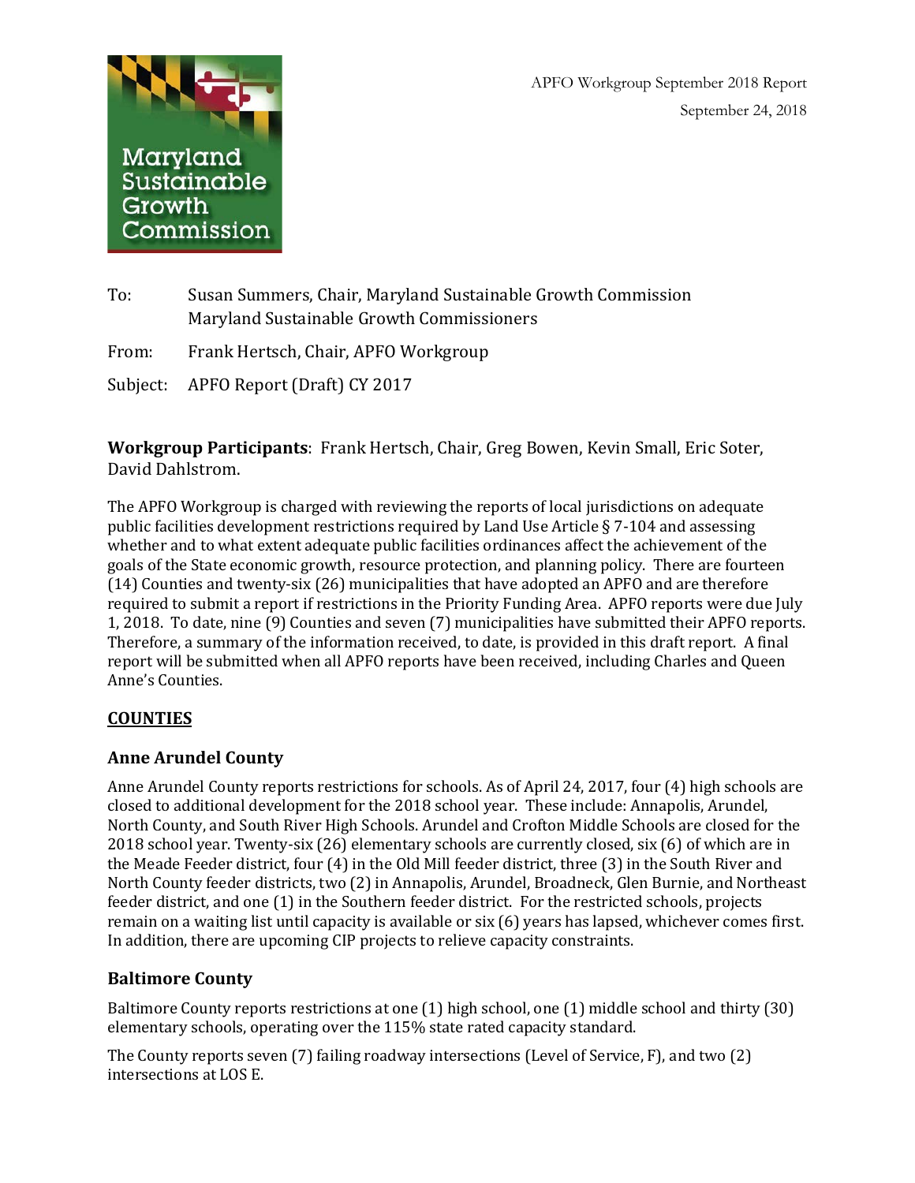Maryland Sustainable Growth Commission

APFO Workgroup September 2018 Report

September 24, 2018

To: Susan Summers, Chair, Maryland Sustainable Growth Commission
Maryland Sustainable Growth Commissioners

From: Frank Hertsch, Chair, APFO Workgroup

Subject: APFO Report (Draft) CY 2017

**Workgroup Participants**: Frank Hertsch, Chair, Greg Bowen, Kevin Small, Eric Soter, David Dahlstrom.

The APFO Workgroup is charged with reviewing the reports of local jurisdictions on adequate public facilities development restrictions required by Land Use Article § 7-104 and assessing whether and to what extent adequate public facilities ordinances affect the achievement of the goals of the State economic growth, resource protection, and planning policy. There are fourteen (14) Counties and twenty-six (26) municipalities that have adopted an APFO and are therefore required to submit a report if restrictions in the Priority Funding Area. APFO reports were due July 1, 2018. To date, nine (9) Counties and seven (7) municipalities have submitted their APFO reports. Therefore, a summary of the information received, to date, is provided in this draft report. A final report will be submitted when all APFO reports have been received, including Charles and Queen Anne's Counties.

## COUNTIES

### Anne Arundel County

Anne Arundel County reports restrictions for schools. As of April 24, 2017, four (4) high schools are closed to additional development for the 2018 school year. These include: Annapolis, Arundel, North County, and South River High Schools. Arundel and Crofton Middle Schools are closed for the 2018 school year. Twenty-six (26) elementary schools are currently closed, six (6) of which are in the Meade Feeder district, four (4) in the Old Mill feeder district, three (3) in the South River and North County feeder districts, two (2) in Annapolis, Arundel, Broadneck, Glen Burnie, and Northeast feeder district, and one (1) in the Southern feeder district. For the restricted schools, projects remain on a waiting list until capacity is available or six (6) years has lapsed, whichever comes first. In addition, there are upcoming CIP projects to relieve capacity constraints.

### Baltimore County

Baltimore County reports restrictions at one (1) high school, one (1) middle school and thirty (30) elementary schools, operating over the 115% state rated capacity standard.

The County reports seven (7) failing roadway intersections (Level of Service, F), and two (2) intersections at LOS E.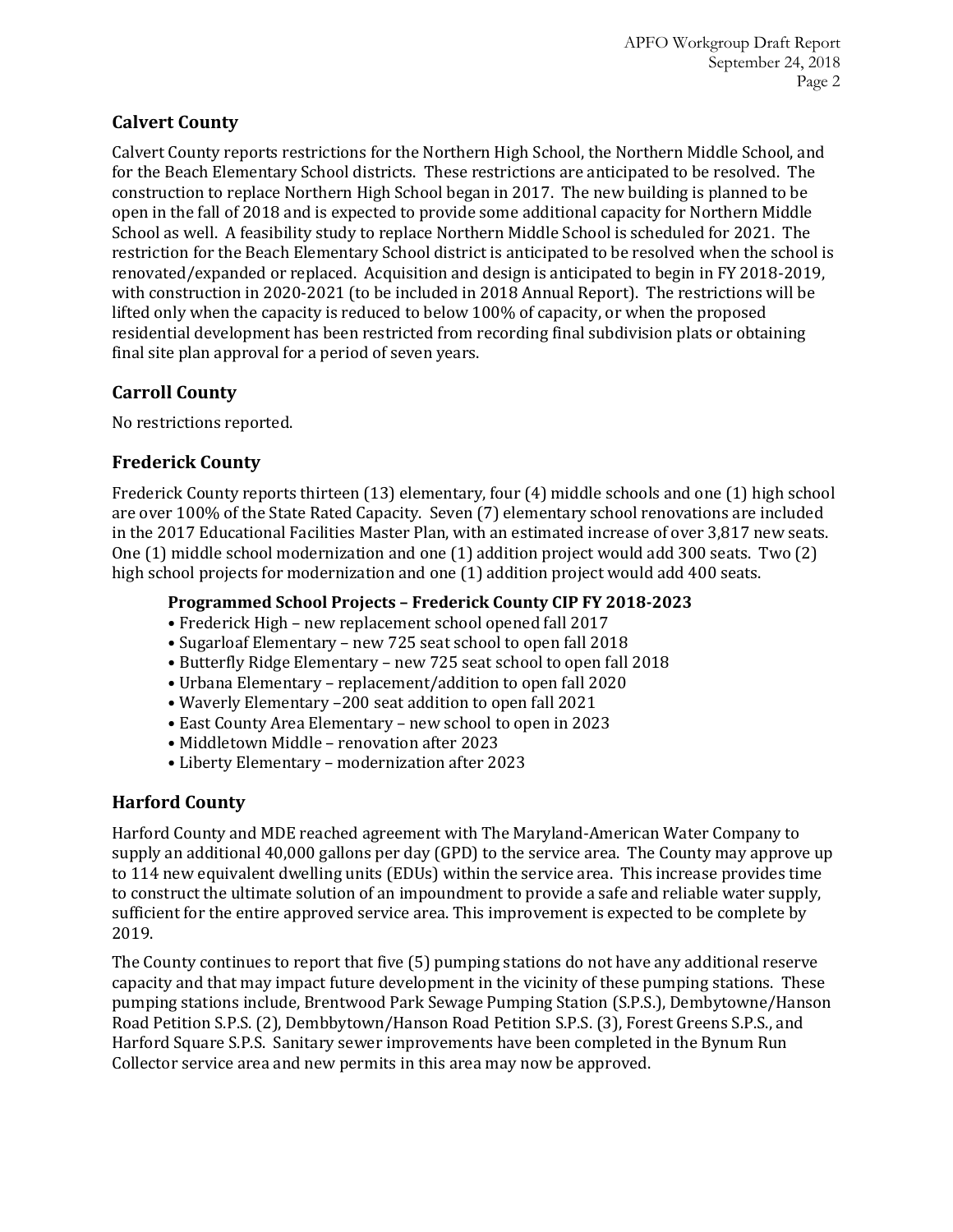## Calvert County

Calvert County reports restrictions for the Northern High School, the Northern Middle School, and for the Beach Elementary School districts. These restrictions are anticipated to be resolved. The construction to replace Northern High School began in 2017. The new building is planned to be open in the fall of 2018 and is expected to provide some additional capacity for Northern Middle School as well. A feasibility study to replace Northern Middle School is scheduled for 2021. The restriction for the Beach Elementary School district is anticipated to be resolved when the school is renovated/expanded or replaced. Acquisition and design is anticipated to begin in FY 2018-2019, with construction in 2020-2021 (to be included in 2018 Annual Report). The restrictions will be lifted only when the capacity is reduced to below 100% of capacity, or when the proposed residential development has been restricted from recording final subdivision plats or obtaining final site plan approval for a period of seven years.

## Carroll County

No restrictions reported.

## Frederick County

Frederick County reports thirteen (13) elementary, four (4) middle schools and one (1) high school are over 100% of the State Rated Capacity. Seven (7) elementary school renovations are included in the 2017 Educational Facilities Master Plan, with an estimated increase of over 3,817 new seats. One (1) middle school modernization and one (1) addition project would add 300 seats. Two (2) high school projects for modernization and one (1) addition project would add 400 seats.

**Programmed School Projects – Frederick County CIP FY 2018-2023**

- Frederick High – new replacement school opened fall 2017
- Sugarloaf Elementary – new 725 seat school to open fall 2018
- Butterfly Ridge Elementary – new 725 seat school to open fall 2018
- Urbana Elementary – replacement/addition to open fall 2020
- Waverly Elementary –200 seat addition to open fall 2021
- East County Area Elementary – new school to open in 2023
- Middletown Middle – renovation after 2023
- Liberty Elementary – modernization after 2023

## Harford County

Harford County and MDE reached agreement with The Maryland-American Water Company to supply an additional 40,000 gallons per day (GPD) to the service area. The County may approve up to 114 new equivalent dwelling units (EDUs) within the service area. This increase provides time to construct the ultimate solution of an impoundment to provide a safe and reliable water supply, sufficient for the entire approved service area. This improvement is expected to be complete by 2019.

The County continues to report that five (5) pumping stations do not have any additional reserve capacity and that may impact future development in the vicinity of these pumping stations. These pumping stations include, Brentwood Park Sewage Pumping Station (S.P.S.), Dembytowne/Hanson Road Petition S.P.S. (2), Dembbytown/Hanson Road Petition S.P.S. (3), Forest Greens S.P.S., and Harford Square S.P.S. Sanitary sewer improvements have been completed in the Bynum Run Collector service area and new permits in this area may now be approved.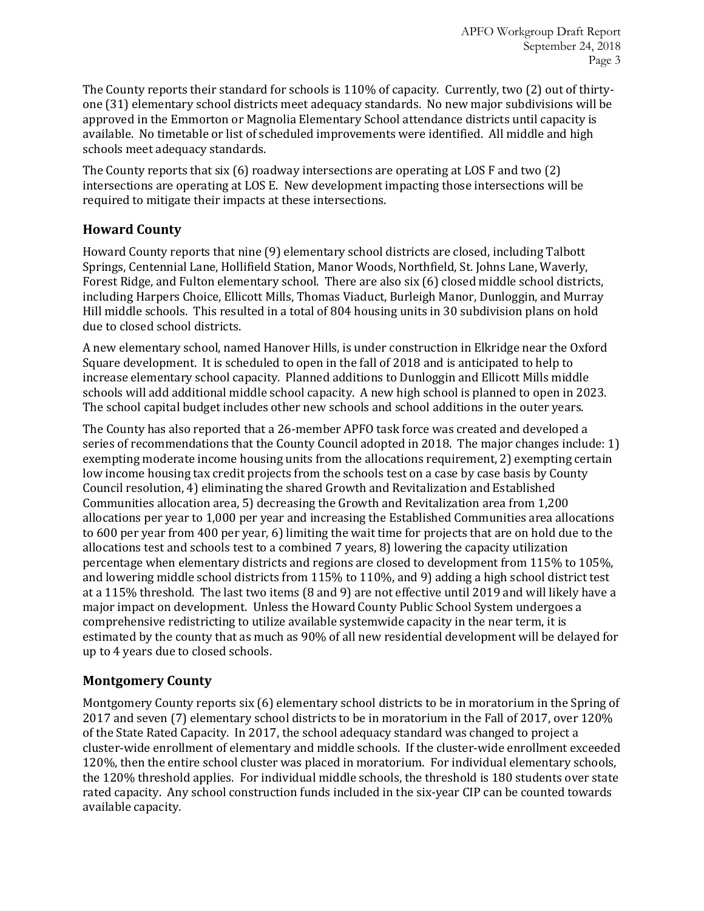The County reports their standard for schools is 110% of capacity. Currently, two (2) out of thirty-one (31) elementary school districts meet adequacy standards. No new major subdivisions will be approved in the Emmorton or Magnolia Elementary School attendance districts until capacity is available. No timetable or list of scheduled improvements were identified. All middle and high schools meet adequacy standards.

The County reports that six (6) roadway intersections are operating at LOS F and two (2) intersections are operating at LOS E. New development impacting those intersections will be required to mitigate their impacts at these intersections.

## Howard County

Howard County reports that nine (9) elementary school districts are closed, including Talbott Springs, Centennial Lane, Hollifield Station, Manor Woods, Northfield, St. Johns Lane, Waverly, Forest Ridge, and Fulton elementary school. There are also six (6) closed middle school districts, including Harpers Choice, Ellicott Mills, Thomas Viaduct, Burleigh Manor, Dunloggin, and Murray Hill middle schools. This resulted in a total of 804 housing units in 30 subdivision plans on hold due to closed school districts.

A new elementary school, named Hanover Hills, is under construction in Elkridge near the Oxford Square development. It is scheduled to open in the fall of 2018 and is anticipated to help to increase elementary school capacity. Planned additions to Dunloggin and Ellicott Mills middle schools will add additional middle school capacity. A new high school is planned to open in 2023. The school capital budget includes other new schools and school additions in the outer years.

The County has also reported that a 26-member APFO task force was created and developed a series of recommendations that the County Council adopted in 2018. The major changes include: 1) exempting moderate income housing units from the allocations requirement, 2) exempting certain low income housing tax credit projects from the schools test on a case by case basis by County Council resolution, 4) eliminating the shared Growth and Revitalization and Established Communities allocation area, 5) decreasing the Growth and Revitalization area from 1,200 allocations per year to 1,000 per year and increasing the Established Communities area allocations to 600 per year from 400 per year, 6) limiting the wait time for projects that are on hold due to the allocations test and schools test to a combined 7 years, 8) lowering the capacity utilization percentage when elementary districts and regions are closed to development from 115% to 105%, and lowering middle school districts from 115% to 110%, and 9) adding a high school district test at a 115% threshold. The last two items (8 and 9) are not effective until 2019 and will likely have a major impact on development. Unless the Howard County Public School System undergoes a comprehensive redistricting to utilize available systemwide capacity in the near term, it is estimated by the county that as much as 90% of all new residential development will be delayed for up to 4 years due to closed schools.

## Montgomery County

Montgomery County reports six (6) elementary school districts to be in moratorium in the Spring of 2017 and seven (7) elementary school districts to be in moratorium in the Fall of 2017, over 120% of the State Rated Capacity. In 2017, the school adequacy standard was changed to project a cluster-wide enrollment of elementary and middle schools. If the cluster-wide enrollment exceeded 120%, then the entire school cluster was placed in moratorium. For individual elementary schools, the 120% threshold applies. For individual middle schools, the threshold is 180 students over state rated capacity. Any school construction funds included in the six-year CIP can be counted towards available capacity.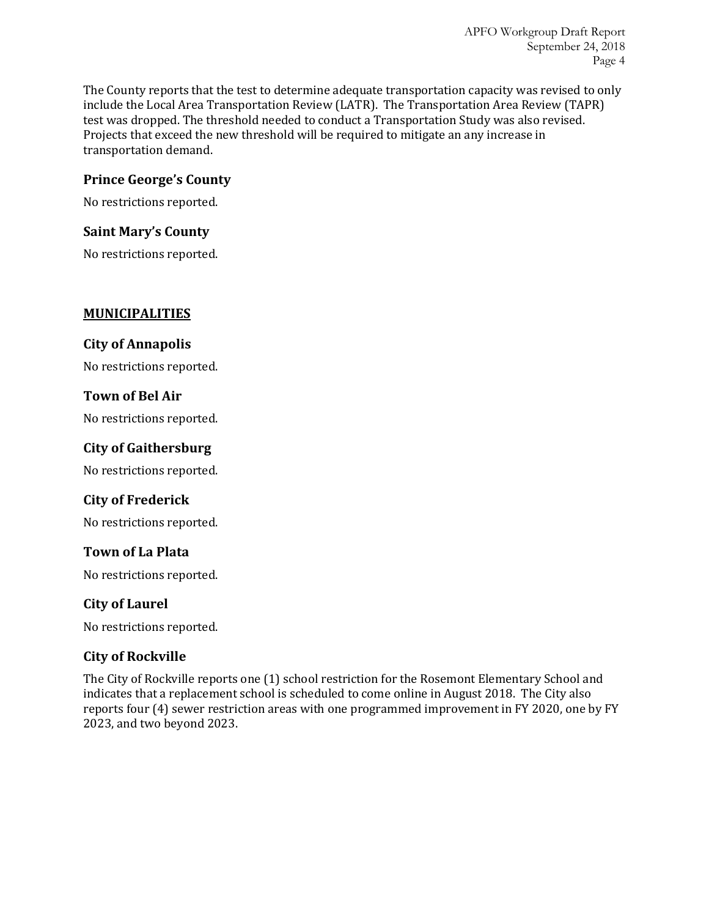The County reports that the test to determine adequate transportation capacity was revised to only include the Local Area Transportation Review (LATR). The Transportation Area Review (TAPR) test was dropped. The threshold needed to conduct a Transportation Study was also revised. Projects that exceed the new threshold will be required to mitigate an any increase in transportation demand.

### Prince George's County

No restrictions reported.

### Saint Mary's County

No restrictions reported.

## MUNICIPALITIES

### City of Annapolis

No restrictions reported.

### Town of Bel Air

No restrictions reported.

### City of Gaithersburg

No restrictions reported.

### City of Frederick

No restrictions reported.

### Town of La Plata

No restrictions reported.

### City of Laurel

No restrictions reported.

### City of Rockville

The City of Rockville reports one (1) school restriction for the Rosemont Elementary School and indicates that a replacement school is scheduled to come online in August 2018. The City also reports four (4) sewer restriction areas with one programmed improvement in FY 2020, one by FY 2023, and two beyond 2023.